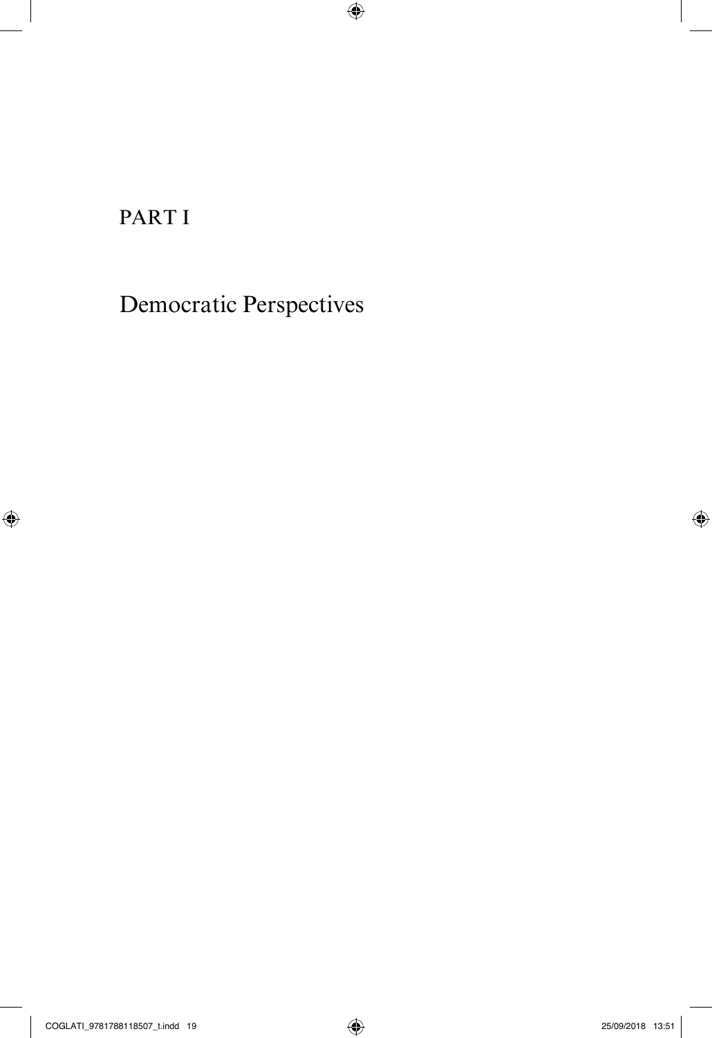# PART I

# Democratic Perspectives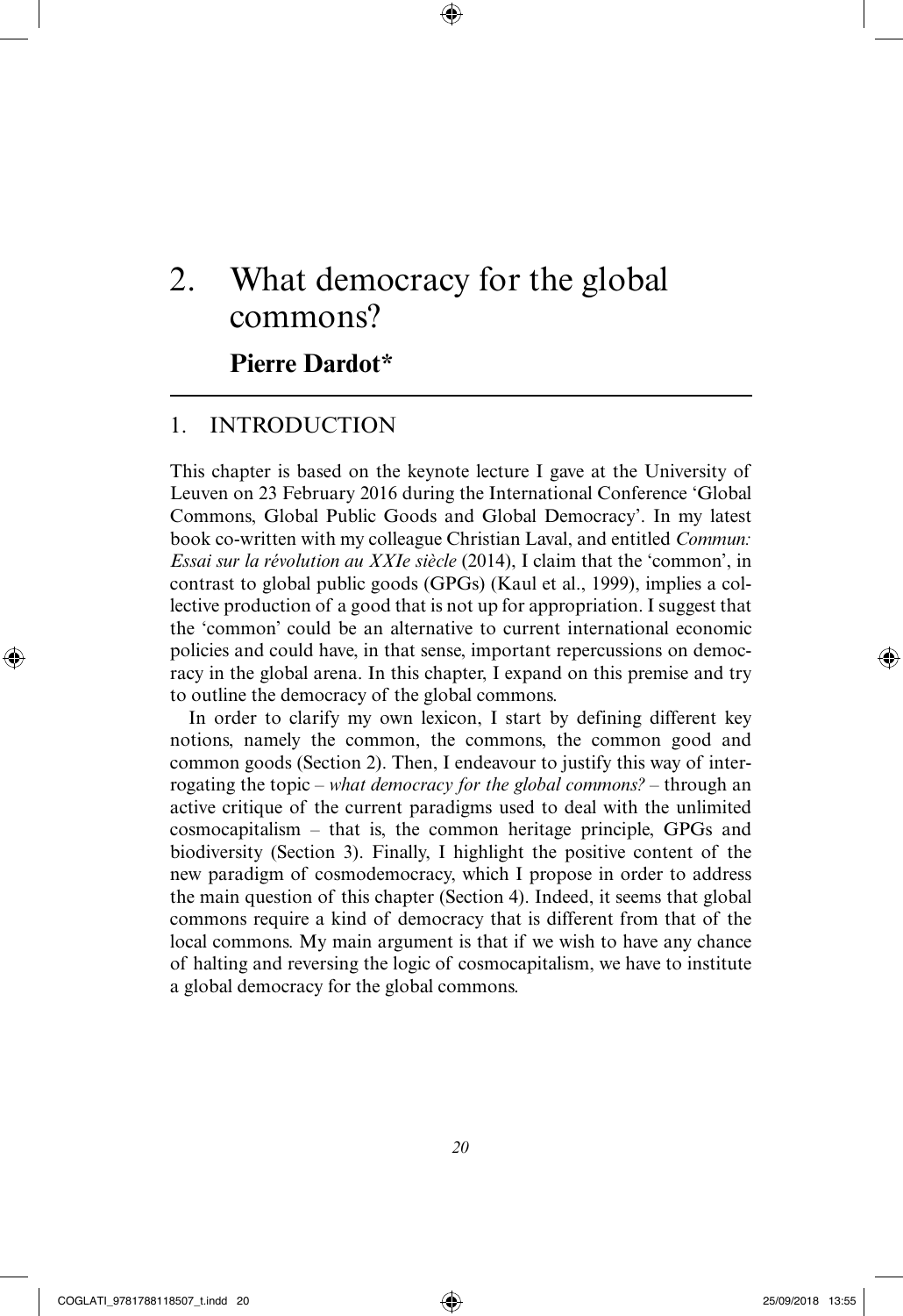# 2. What democracy for the global commons?

## Pierre Dardot*

## 1. INTRODUCTION

This chapter is based on the keynote lecture I gave at the University of Leuven on 23 February 2016 during the International Conference 'Global Commons, Global Public Goods and Global Democracy'. In my latest book co-written with my colleague Christian Laval, and entitled *Commun: Essai sur la révolution au XXIe siècle* (2014), I claim that the 'common', in contrast to global public goods (GPGs) (Kaul et al., 1999), implies a collective production of a good that is not up for appropriation. I suggest that the 'common' could be an alternative to current international economic policies and could have, in that sense, important repercussions on democracy in the global arena. In this chapter, I expand on this premise and try to outline the democracy of the global commons.

In order to clarify my own lexicon, I start by defining different key notions, namely the common, the commons, the common good and common goods (Section 2). Then, I endeavour to justify this way of interrogating the topic – *what democracy for the global commons?* – through an active critique of the current paradigms used to deal with the unlimited cosmocapitalism – that is, the common heritage principle, GPGs and biodiversity (Section 3). Finally, I highlight the positive content of the new paradigm of cosmodemocracy, which I propose in order to address the main question of this chapter (Section 4). Indeed, it seems that global commons require a kind of democracy that is different from that of the local commons. My main argument is that if we wish to have any chance of halting and reversing the logic of cosmocapitalism, we have to institute a global democracy for the global commons.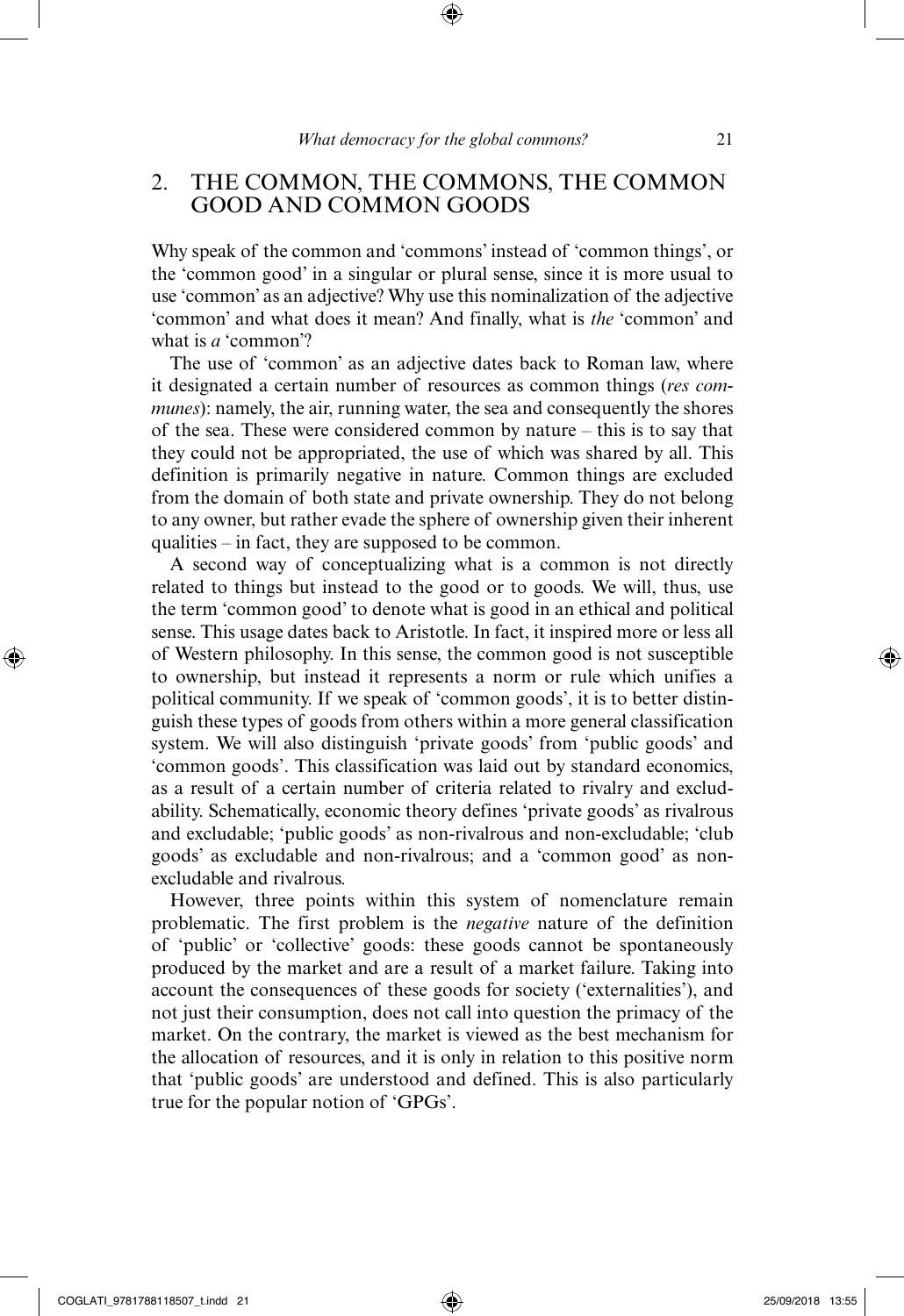## 2. THE COMMON, THE COMMONS, THE COMMON GOOD AND COMMON GOODS

Why speak of the common and 'commons' instead of 'common things', or the 'common good' in a singular or plural sense, since it is more usual to use 'common' as an adjective? Why use this nominalization of the adjective 'common' and what does it mean? And finally, what is *the* 'common' and what is *a* 'common'?

The use of 'common' as an adjective dates back to Roman law, where it designated a certain number of resources as common things (*res communes*): namely, the air, running water, the sea and consequently the shores of the sea. These were considered common by nature – this is to say that they could not be appropriated, the use of which was shared by all. This definition is primarily negative in nature. Common things are excluded from the domain of both state and private ownership. They do not belong to any owner, but rather evade the sphere of ownership given their inherent qualities – in fact, they are supposed to be common.

A second way of conceptualizing what is a common is not directly related to things but instead to the good or to goods. We will, thus, use the term 'common good' to denote what is good in an ethical and political sense. This usage dates back to Aristotle. In fact, it inspired more or less all of Western philosophy. In this sense, the common good is not susceptible to ownership, but instead it represents a norm or rule which unifies a political community. If we speak of 'common goods', it is to better distinguish these types of goods from others within a more general classification system. We will also distinguish 'private goods' from 'public goods' and 'common goods'. This classification was laid out by standard economics, as a result of a certain number of criteria related to rivalry and excludability. Schematically, economic theory defines 'private goods' as rivalrous and excludable; 'public goods' as non-rivalrous and non-excludable; 'club goods' as excludable and non-rivalrous; and a 'common good' as non-excludable and rivalrous.

However, three points within this system of nomenclature remain problematic. The first problem is the *negative* nature of the definition of 'public' or 'collective' goods: these goods cannot be spontaneously produced by the market and are a result of a market failure. Taking into account the consequences of these goods for society ('externalities'), and not just their consumption, does not call into question the primacy of the market. On the contrary, the market is viewed as the best mechanism for the allocation of resources, and it is only in relation to this positive norm that 'public goods' are understood and defined. This is also particularly true for the popular notion of 'GPGs'.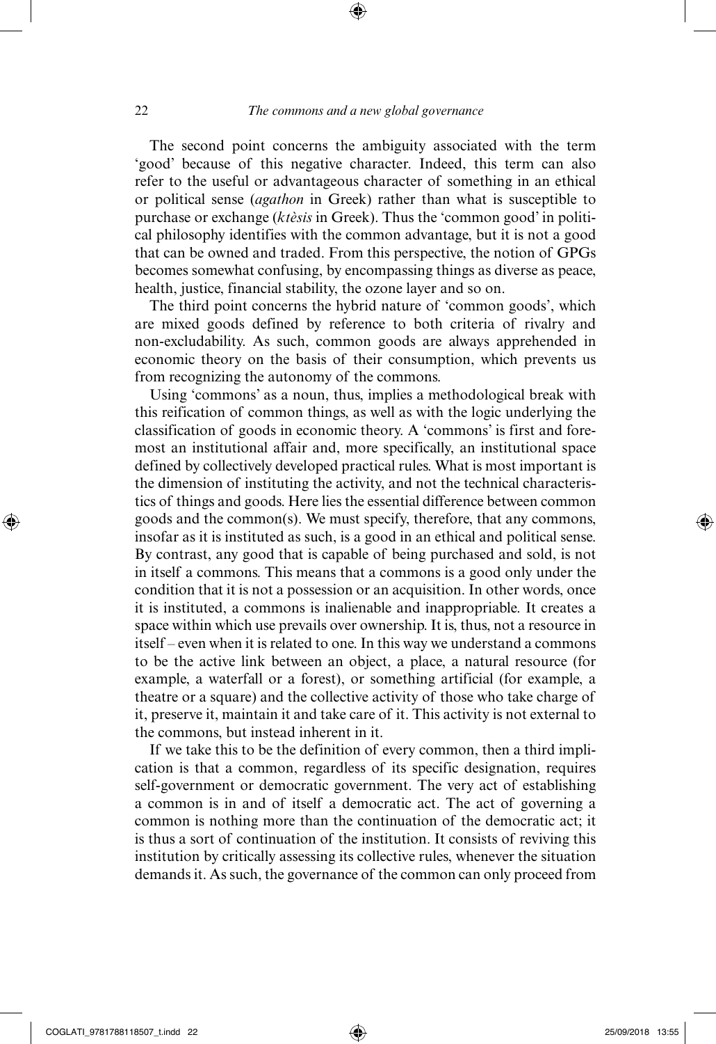The second point concerns the ambiguity associated with the term 'good' because of this negative character. Indeed, this term can also refer to the useful or advantageous character of something in an ethical or political sense (*agathon* in Greek) rather than what is susceptible to purchase or exchange (*ktèsis* in Greek). Thus the 'common good' in political philosophy identifies with the common advantage, but it is not a good that can be owned and traded. From this perspective, the notion of GPGs becomes somewhat confusing, by encompassing things as diverse as peace, health, justice, financial stability, the ozone layer and so on.

The third point concerns the hybrid nature of 'common goods', which are mixed goods defined by reference to both criteria of rivalry and non-excludability. As such, common goods are always apprehended in economic theory on the basis of their consumption, which prevents us from recognizing the autonomy of the commons.

Using 'commons' as a noun, thus, implies a methodological break with this reification of common things, as well as with the logic underlying the classification of goods in economic theory. A 'commons' is first and foremost an institutional affair and, more specifically, an institutional space defined by collectively developed practical rules. What is most important is the dimension of instituting the activity, and not the technical characteristics of things and goods. Here lies the essential difference between common goods and the common(s). We must specify, therefore, that any commons, insofar as it is instituted as such, is a good in an ethical and political sense. By contrast, any good that is capable of being purchased and sold, is not in itself a commons. This means that a commons is a good only under the condition that it is not a possession or an acquisition. In other words, once it is instituted, a commons is inalienable and inappropriable. It creates a space within which use prevails over ownership. It is, thus, not a resource in itself – even when it is related to one. In this way we understand a commons to be the active link between an object, a place, a natural resource (for example, a waterfall or a forest), or something artificial (for example, a theatre or a square) and the collective activity of those who take charge of it, preserve it, maintain it and take care of it. This activity is not external to the commons, but instead inherent in it.

If we take this to be the definition of every common, then a third implication is that a common, regardless of its specific designation, requires self-government or democratic government. The very act of establishing a common is in and of itself a democratic act. The act of governing a common is nothing more than the continuation of the democratic act; it is thus a sort of continuation of the institution. It consists of reviving this institution by critically assessing its collective rules, whenever the situation demands it. As such, the governance of the common can only proceed from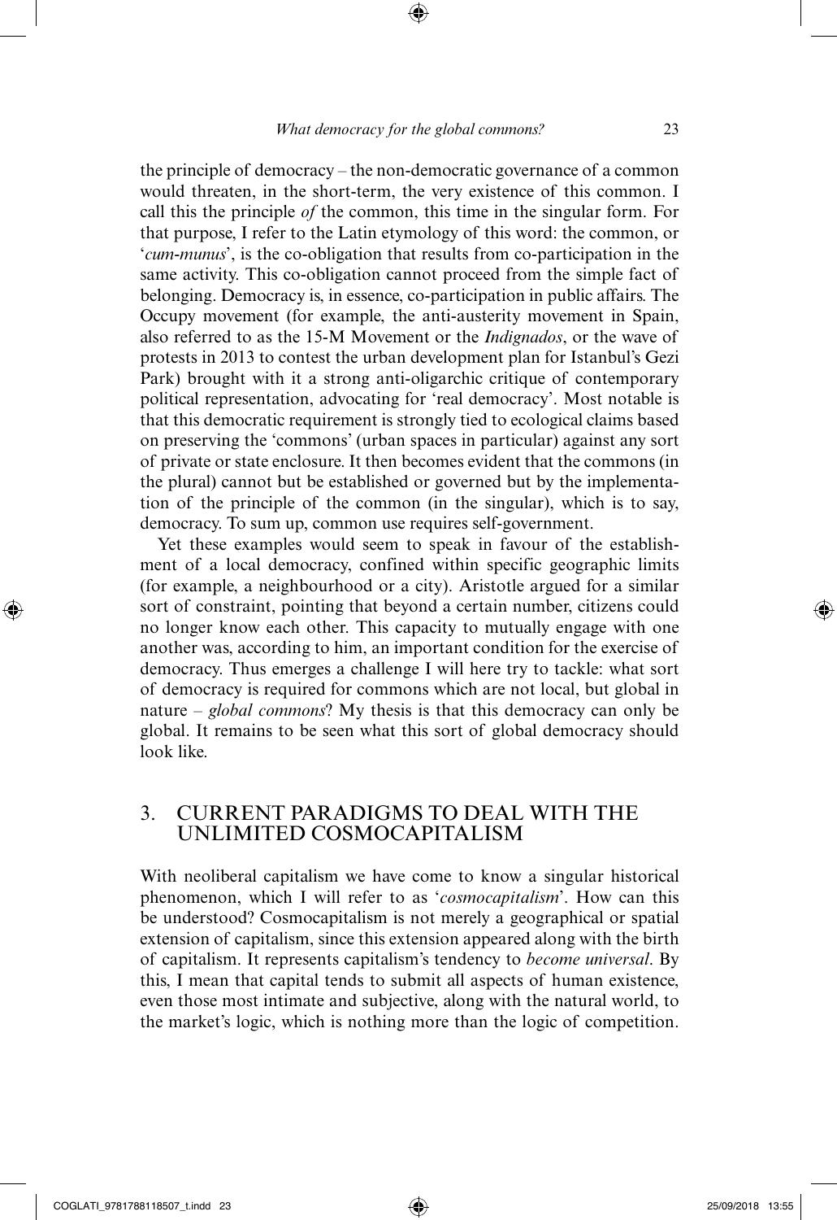the principle of democracy – the non-democratic governance of a common would threaten, in the short-term, the very existence of this common. I call this the principle *of* the common, this time in the singular form. For that purpose, I refer to the Latin etymology of this word: the common, or '*cum-munus*', is the co-obligation that results from co-participation in the same activity. This co-obligation cannot proceed from the simple fact of belonging. Democracy is, in essence, co-participation in public affairs. The Occupy movement (for example, the anti-austerity movement in Spain, also referred to as the 15-M Movement or the *Indignados*, or the wave of protests in 2013 to contest the urban development plan for Istanbul's Gezi Park) brought with it a strong anti-oligarchic critique of contemporary political representation, advocating for 'real democracy'. Most notable is that this democratic requirement is strongly tied to ecological claims based on preserving the 'commons' (urban spaces in particular) against any sort of private or state enclosure. It then becomes evident that the commons (in the plural) cannot but be established or governed but by the implementation of the principle of the common (in the singular), which is to say, democracy. To sum up, common use requires self-government.

Yet these examples would seem to speak in favour of the establishment of a local democracy, confined within specific geographic limits (for example, a neighbourhood or a city). Aristotle argued for a similar sort of constraint, pointing that beyond a certain number, citizens could no longer know each other. This capacity to mutually engage with one another was, according to him, an important condition for the exercise of democracy. Thus emerges a challenge I will here try to tackle: what sort of democracy is required for commons which are not local, but global in nature – *global commons*? My thesis is that this democracy can only be global. It remains to be seen what this sort of global democracy should look like.

## 3. CURRENT PARADIGMS TO DEAL WITH THE UNLIMITED COSMOCAPITALISM

With neoliberal capitalism we have come to know a singular historical phenomenon, which I will refer to as '*cosmocapitalism*'. How can this be understood? Cosmocapitalism is not merely a geographical or spatial extension of capitalism, since this extension appeared along with the birth of capitalism. It represents capitalism's tendency to *become universal*. By this, I mean that capital tends to submit all aspects of human existence, even those most intimate and subjective, along with the natural world, to the market's logic, which is nothing more than the logic of competition.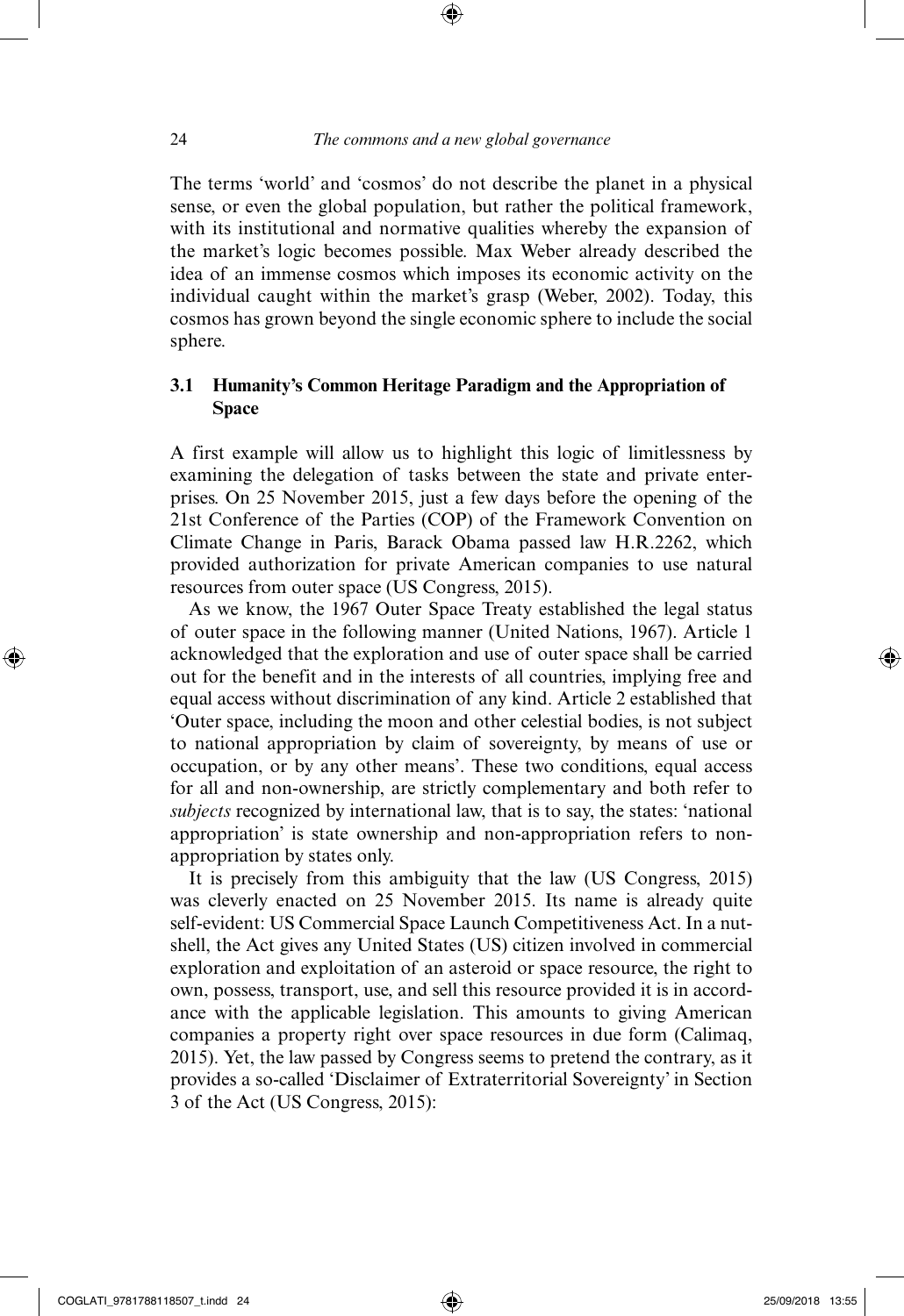The terms 'world' and 'cosmos' do not describe the planet in a physical sense, or even the global population, but rather the political framework, with its institutional and normative qualities whereby the expansion of the market's logic becomes possible. Max Weber already described the idea of an immense cosmos which imposes its economic activity on the individual caught within the market's grasp (Weber, 2002). Today, this cosmos has grown beyond the single economic sphere to include the social sphere.

## 3.1 Humanity's Common Heritage Paradigm and the Appropriation of Space

A first example will allow us to highlight this logic of limitlessness by examining the delegation of tasks between the state and private enterprises. On 25 November 2015, just a few days before the opening of the 21st Conference of the Parties (COP) of the Framework Convention on Climate Change in Paris, Barack Obama passed law H.R.2262, which provided authorization for private American companies to use natural resources from outer space (US Congress, 2015).

As we know, the 1967 Outer Space Treaty established the legal status of outer space in the following manner (United Nations, 1967). Article 1 acknowledged that the exploration and use of outer space shall be carried out for the benefit and in the interests of all countries, implying free and equal access without discrimination of any kind. Article 2 established that 'Outer space, including the moon and other celestial bodies, is not subject to national appropriation by claim of sovereignty, by means of use or occupation, or by any other means'. These two conditions, equal access for all and non-ownership, are strictly complementary and both refer to *subjects* recognized by international law, that is to say, the states: 'national appropriation' is state ownership and non-appropriation refers to non-appropriation by states only.

It is precisely from this ambiguity that the law (US Congress, 2015) was cleverly enacted on 25 November 2015. Its name is already quite self-evident: US Commercial Space Launch Competitiveness Act. In a nutshell, the Act gives any United States (US) citizen involved in commercial exploration and exploitation of an asteroid or space resource, the right to own, possess, transport, use, and sell this resource provided it is in accordance with the applicable legislation. This amounts to giving American companies a property right over space resources in due form (Calimaq, 2015). Yet, the law passed by Congress seems to pretend the contrary, as it provides a so-called 'Disclaimer of Extraterritorial Sovereignty' in Section 3 of the Act (US Congress, 2015):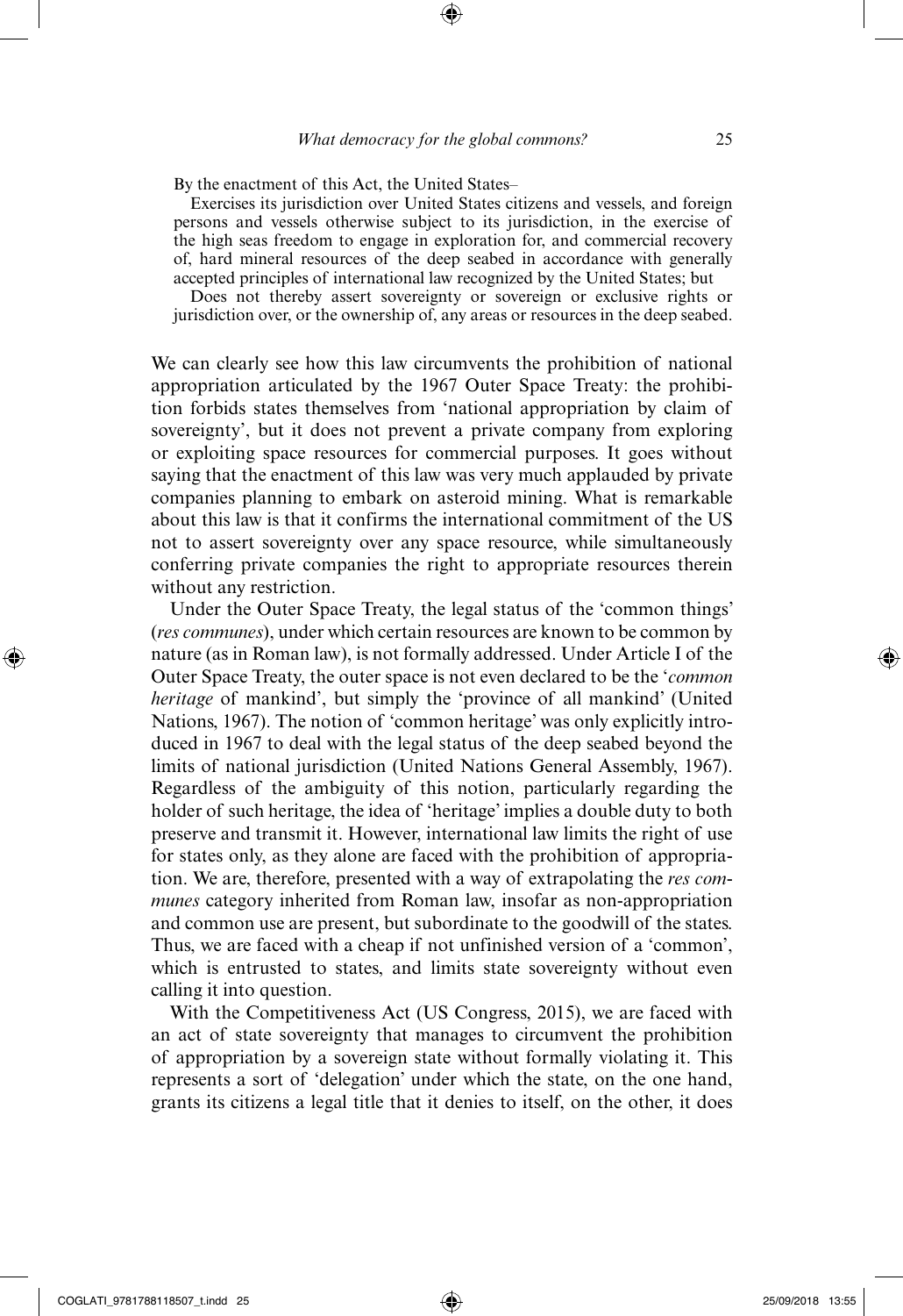> By the enactment of this Act, the United States–
>
> Exercises its jurisdiction over United States citizens and vessels, and foreign persons and vessels otherwise subject to its jurisdiction, in the exercise of the high seas freedom to engage in exploration for, and commercial recovery of, hard mineral resources of the deep seabed in accordance with generally accepted principles of international law recognized by the United States; but
>
> Does not thereby assert sovereignty or sovereign or exclusive rights or jurisdiction over, or the ownership of, any areas or resources in the deep seabed.

We can clearly see how this law circumvents the prohibition of national appropriation articulated by the 1967 Outer Space Treaty: the prohibition forbids states themselves from 'national appropriation by claim of sovereignty', but it does not prevent a private company from exploring or exploiting space resources for commercial purposes. It goes without saying that the enactment of this law was very much applauded by private companies planning to embark on asteroid mining. What is remarkable about this law is that it confirms the international commitment of the US not to assert sovereignty over any space resource, while simultaneously conferring private companies the right to appropriate resources therein without any restriction.

Under the Outer Space Treaty, the legal status of the 'common things' (*res communes*), under which certain resources are known to be common by nature (as in Roman law), is not formally addressed. Under Article I of the Outer Space Treaty, the outer space is not even declared to be the '*common heritage* of mankind', but simply the 'province of all mankind' (United Nations, 1967). The notion of 'common heritage' was only explicitly introduced in 1967 to deal with the legal status of the deep seabed beyond the limits of national jurisdiction (United Nations General Assembly, 1967). Regardless of the ambiguity of this notion, particularly regarding the holder of such heritage, the idea of 'heritage' implies a double duty to both preserve and transmit it. However, international law limits the right of use for states only, as they alone are faced with the prohibition of appropriation. We are, therefore, presented with a way of extrapolating the *res communes* category inherited from Roman law, insofar as non-appropriation and common use are present, but subordinate to the goodwill of the states. Thus, we are faced with a cheap if not unfinished version of a 'common', which is entrusted to states, and limits state sovereignty without even calling it into question.

With the Competitiveness Act (US Congress, 2015), we are faced with an act of state sovereignty that manages to circumvent the prohibition of appropriation by a sovereign state without formally violating it. This represents a sort of 'delegation' under which the state, on the one hand, grants its citizens a legal title that it denies to itself, on the other, it does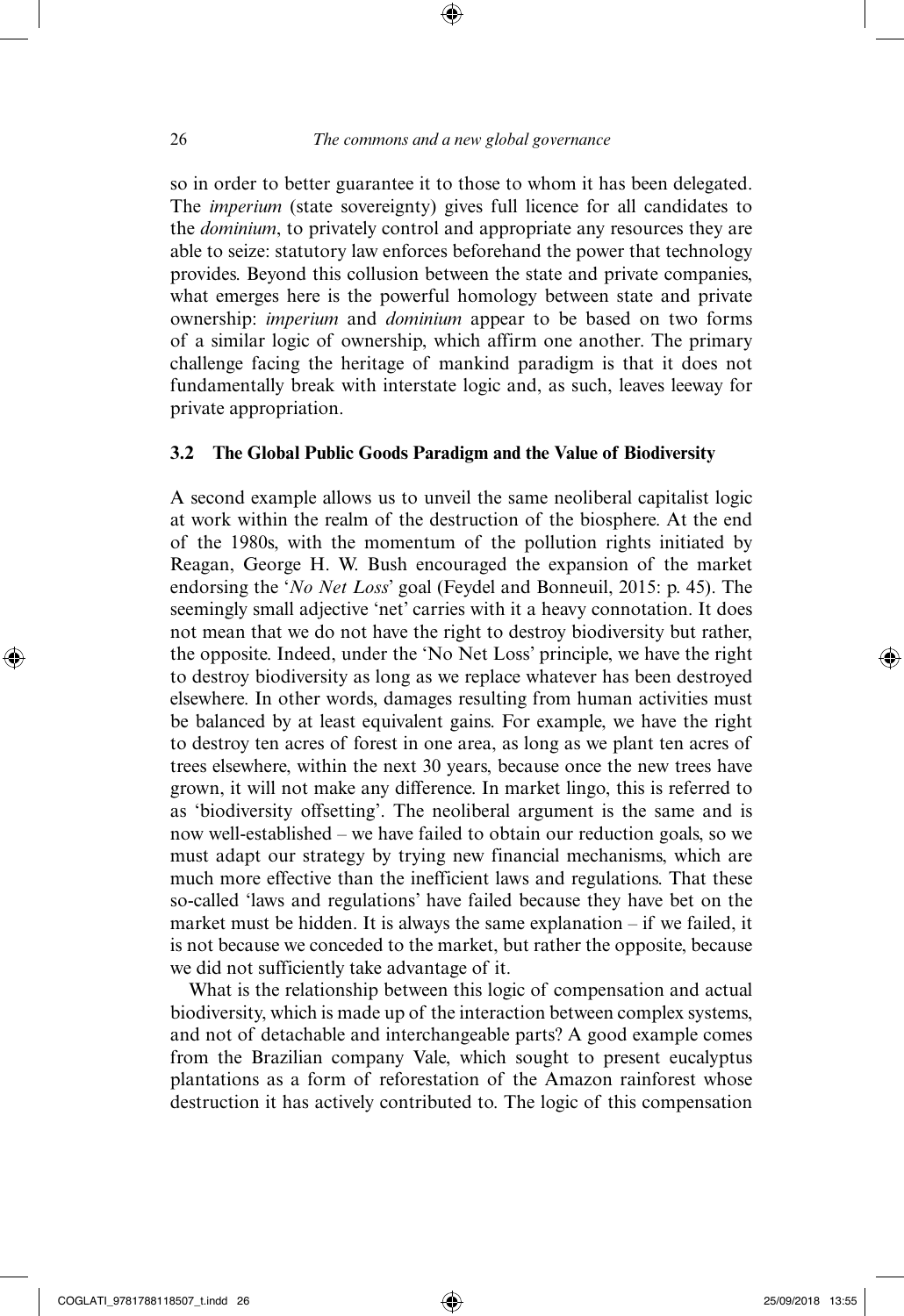so in order to better guarantee it to those to whom it has been delegated. The *imperium* (state sovereignty) gives full licence for all candidates to the *dominium*, to privately control and appropriate any resources they are able to seize: statutory law enforces beforehand the power that technology provides. Beyond this collusion between the state and private companies, what emerges here is the powerful homology between state and private ownership: *imperium* and *dominium* appear to be based on two forms of a similar logic of ownership, which affirm one another. The primary challenge facing the heritage of mankind paradigm is that it does not fundamentally break with interstate logic and, as such, leaves leeway for private appropriation.

### 3.2 The Global Public Goods Paradigm and the Value of Biodiversity

A second example allows us to unveil the same neoliberal capitalist logic at work within the realm of the destruction of the biosphere. At the end of the 1980s, with the momentum of the pollution rights initiated by Reagan, George H. W. Bush encouraged the expansion of the market endorsing the '*No Net Loss*' goal (Feydel and Bonneuil, 2015: p. 45). The seemingly small adjective 'net' carries with it a heavy connotation. It does not mean that we do not have the right to destroy biodiversity but rather, the opposite. Indeed, under the 'No Net Loss' principle, we have the right to destroy biodiversity as long as we replace whatever has been destroyed elsewhere. In other words, damages resulting from human activities must be balanced by at least equivalent gains. For example, we have the right to destroy ten acres of forest in one area, as long as we plant ten acres of trees elsewhere, within the next 30 years, because once the new trees have grown, it will not make any difference. In market lingo, this is referred to as 'biodiversity offsetting'. The neoliberal argument is the same and is now well-established – we have failed to obtain our reduction goals, so we must adapt our strategy by trying new financial mechanisms, which are much more effective than the inefficient laws and regulations. That these so-called 'laws and regulations' have failed because they have bet on the market must be hidden. It is always the same explanation – if we failed, it is not because we conceded to the market, but rather the opposite, because we did not sufficiently take advantage of it.

What is the relationship between this logic of compensation and actual biodiversity, which is made up of the interaction between complex systems, and not of detachable and interchangeable parts? A good example comes from the Brazilian company Vale, which sought to present eucalyptus plantations as a form of reforestation of the Amazon rainforest whose destruction it has actively contributed to. The logic of this compensation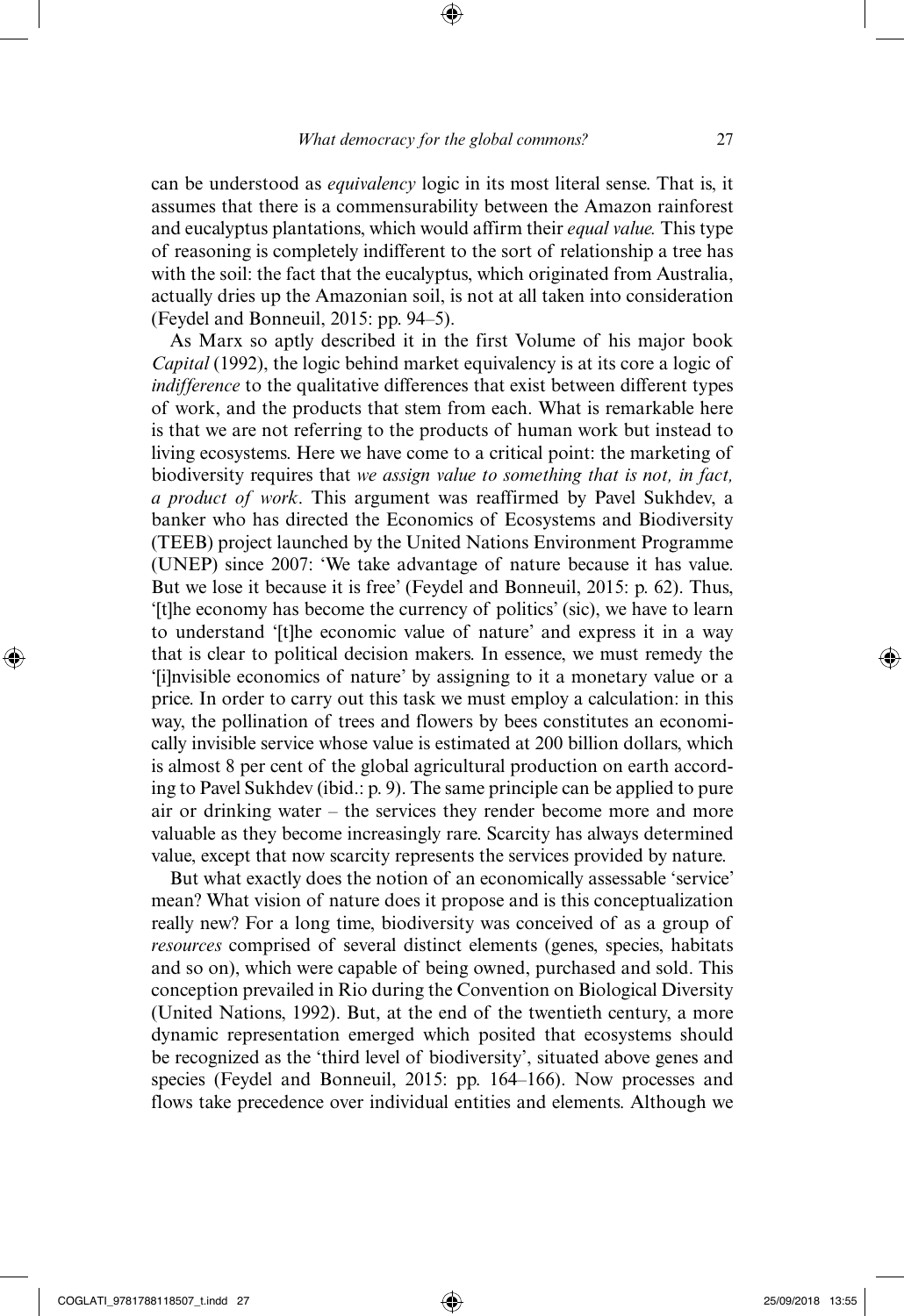can be understood as *equivalency* logic in its most literal sense. That is, it assumes that there is a commensurability between the Amazon rainforest and eucalyptus plantations, which would affirm their *equal value.* This type of reasoning is completely indifferent to the sort of relationship a tree has with the soil: the fact that the eucalyptus, which originated from Australia, actually dries up the Amazonian soil, is not at all taken into consideration (Feydel and Bonneuil, 2015: pp. 94–5).

As Marx so aptly described it in the first Volume of his major book *Capital* (1992), the logic behind market equivalency is at its core a logic of *indifference* to the qualitative differences that exist between different types of work, and the products that stem from each. What is remarkable here is that we are not referring to the products of human work but instead to living ecosystems. Here we have come to a critical point: the marketing of biodiversity requires that *we assign value to something that is not, in fact, a product of work*. This argument was reaffirmed by Pavel Sukhdev, a banker who has directed the Economics of Ecosystems and Biodiversity (TEEB) project launched by the United Nations Environment Programme (UNEP) since 2007: 'We take advantage of nature because it has value. But we lose it because it is free' (Feydel and Bonneuil, 2015: p. 62). Thus, '[t]he economy has become the currency of politics' (sic), we have to learn to understand '[t]he economic value of nature' and express it in a way that is clear to political decision makers. In essence, we must remedy the '[i]nvisible economics of nature' by assigning to it a monetary value or a price. In order to carry out this task we must employ a calculation: in this way, the pollination of trees and flowers by bees constitutes an economically invisible service whose value is estimated at 200 billion dollars, which is almost 8 per cent of the global agricultural production on earth according to Pavel Sukhdev (ibid.: p. 9). The same principle can be applied to pure air or drinking water – the services they render become more and more valuable as they become increasingly rare. Scarcity has always determined value, except that now scarcity represents the services provided by nature.

But what exactly does the notion of an economically assessable 'service' mean? What vision of nature does it propose and is this conceptualization really new? For a long time, biodiversity was conceived of as a group of *resources* comprised of several distinct elements (genes, species, habitats and so on), which were capable of being owned, purchased and sold. This conception prevailed in Rio during the Convention on Biological Diversity (United Nations, 1992). But, at the end of the twentieth century, a more dynamic representation emerged which posited that ecosystems should be recognized as the 'third level of biodiversity', situated above genes and species (Feydel and Bonneuil, 2015: pp. 164–166). Now processes and flows take precedence over individual entities and elements. Although we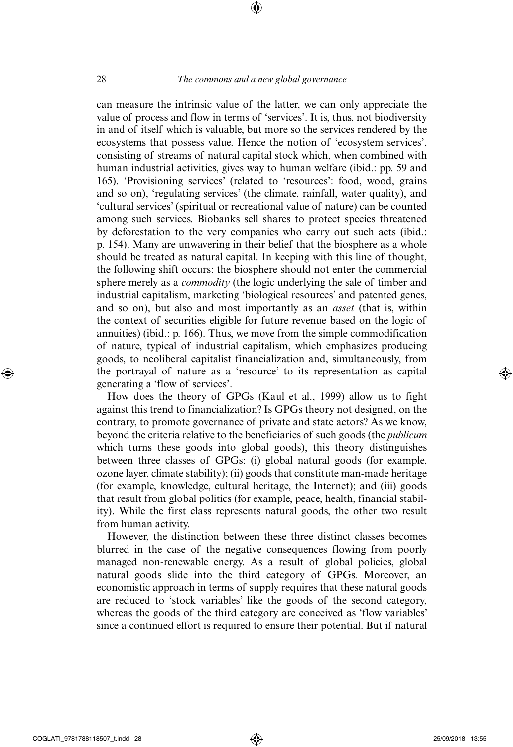can measure the intrinsic value of the latter, we can only appreciate the value of process and flow in terms of 'services'. It is, thus, not biodiversity in and of itself which is valuable, but more so the services rendered by the ecosystems that possess value. Hence the notion of 'ecosystem services', consisting of streams of natural capital stock which, when combined with human industrial activities, gives way to human welfare (ibid.: pp. 59 and 165). 'Provisioning services' (related to 'resources': food, wood, grains and so on), 'regulating services' (the climate, rainfall, water quality), and 'cultural services' (spiritual or recreational value of nature) can be counted among such services. Biobanks sell shares to protect species threatened by deforestation to the very companies who carry out such acts (ibid.: p. 154). Many are unwavering in their belief that the biosphere as a whole should be treated as natural capital. In keeping with this line of thought, the following shift occurs: the biosphere should not enter the commercial sphere merely as a *commodity* (the logic underlying the sale of timber and industrial capitalism, marketing 'biological resources' and patented genes, and so on), but also and most importantly as an *asset* (that is, within the context of securities eligible for future revenue based on the logic of annuities) (ibid.: p. 166). Thus, we move from the simple commodification of nature, typical of industrial capitalism, which emphasizes producing goods, to neoliberal capitalist financialization and, simultaneously, from the portrayal of nature as a 'resource' to its representation as capital generating a 'flow of services'.

How does the theory of GPGs (Kaul et al., 1999) allow us to fight against this trend to financialization? Is GPGs theory not designed, on the contrary, to promote governance of private and state actors? As we know, beyond the criteria relative to the beneficiaries of such goods (the *publicum* which turns these goods into global goods), this theory distinguishes between three classes of GPGs: (i) global natural goods (for example, ozone layer, climate stability); (ii) goods that constitute man-made heritage (for example, knowledge, cultural heritage, the Internet); and (iii) goods that result from global politics (for example, peace, health, financial stability). While the first class represents natural goods, the other two result from human activity.

However, the distinction between these three distinct classes becomes blurred in the case of the negative consequences flowing from poorly managed non-renewable energy. As a result of global policies, global natural goods slide into the third category of GPGs. Moreover, an economistic approach in terms of supply requires that these natural goods are reduced to 'stock variables' like the goods of the second category, whereas the goods of the third category are conceived as 'flow variables' since a continued effort is required to ensure their potential. But if natural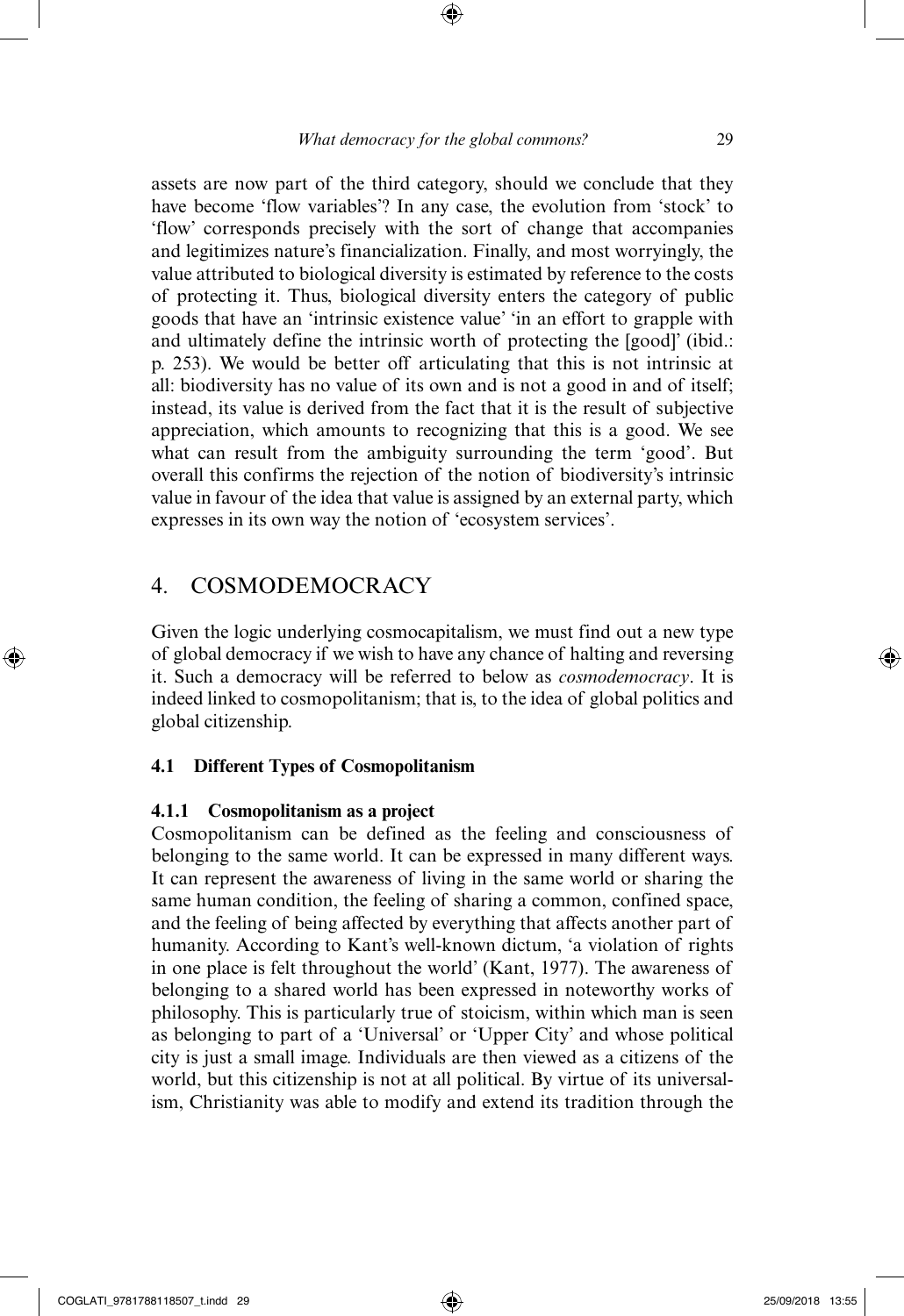assets are now part of the third category, should we conclude that they have become 'flow variables'? In any case, the evolution from 'stock' to 'flow' corresponds precisely with the sort of change that accompanies and legitimizes nature's financialization. Finally, and most worryingly, the value attributed to biological diversity is estimated by reference to the costs of protecting it. Thus, biological diversity enters the category of public goods that have an 'intrinsic existence value' 'in an effort to grapple with and ultimately define the intrinsic worth of protecting the [good]' (ibid.: p. 253). We would be better off articulating that this is not intrinsic at all: biodiversity has no value of its own and is not a good in and of itself; instead, its value is derived from the fact that it is the result of subjective appreciation, which amounts to recognizing that this is a good. We see what can result from the ambiguity surrounding the term 'good'. But overall this confirms the rejection of the notion of biodiversity's intrinsic value in favour of the idea that value is assigned by an external party, which expresses in its own way the notion of 'ecosystem services'.

## 4. COSMODEMOCRACY

Given the logic underlying cosmocapitalism, we must find out a new type of global democracy if we wish to have any chance of halting and reversing it. Such a democracy will be referred to below as *cosmodemocracy*. It is indeed linked to cosmopolitanism; that is, to the idea of global politics and global citizenship.

### 4.1 Different Types of Cosmopolitanism

#### 4.1.1 Cosmopolitanism as a project

Cosmopolitanism can be defined as the feeling and consciousness of belonging to the same world. It can be expressed in many different ways. It can represent the awareness of living in the same world or sharing the same human condition, the feeling of sharing a common, confined space, and the feeling of being affected by everything that affects another part of humanity. According to Kant's well-known dictum, 'a violation of rights in one place is felt throughout the world' (Kant, 1977). The awareness of belonging to a shared world has been expressed in noteworthy works of philosophy. This is particularly true of stoicism, within which man is seen as belonging to part of a 'Universal' or 'Upper City' and whose political city is just a small image. Individuals are then viewed as a citizens of the world, but this citizenship is not at all political. By virtue of its universalism, Christianity was able to modify and extend its tradition through the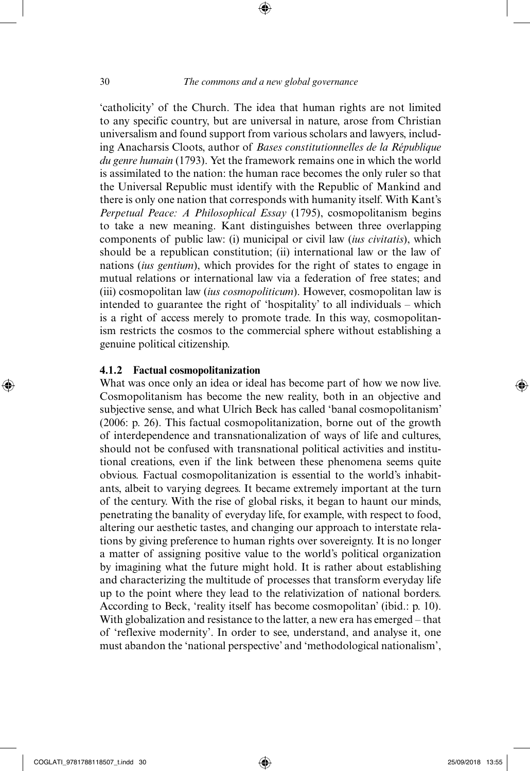'catholicity' of the Church. The idea that human rights are not limited to any specific country, but are universal in nature, arose from Christian universalism and found support from various scholars and lawyers, including Anacharsis Cloots, author of *Bases constitutionnelles de la République du genre humain* (1793). Yet the framework remains one in which the world is assimilated to the nation: the human race becomes the only ruler so that the Universal Republic must identify with the Republic of Mankind and there is only one nation that corresponds with humanity itself. With Kant's *Perpetual Peace: A Philosophical Essay* (1795), cosmopolitanism begins to take a new meaning. Kant distinguishes between three overlapping components of public law: (i) municipal or civil law (*ius civitatis*), which should be a republican constitution; (ii) international law or the law of nations (*ius gentium*), which provides for the right of states to engage in mutual relations or international law via a federation of free states; and (iii) cosmopolitan law (*ius cosmopoliticum*). However, cosmopolitan law is intended to guarantee the right of 'hospitality' to all individuals – which is a right of access merely to promote trade. In this way, cosmopolitanism restricts the cosmos to the commercial sphere without establishing a genuine political citizenship.

### 4.1.2 Factual cosmopolitanization

What was once only an idea or ideal has become part of how we now live. Cosmopolitanism has become the new reality, both in an objective and subjective sense, and what Ulrich Beck has called 'banal cosmopolitanism' (2006: p. 26). This factual cosmopolitanization, borne out of the growth of interdependence and transnationalization of ways of life and cultures, should not be confused with transnational political activities and institutional creations, even if the link between these phenomena seems quite obvious. Factual cosmopolitanization is essential to the world's inhabitants, albeit to varying degrees. It became extremely important at the turn of the century. With the rise of global risks, it began to haunt our minds, penetrating the banality of everyday life, for example, with respect to food, altering our aesthetic tastes, and changing our approach to interstate relations by giving preference to human rights over sovereignty. It is no longer a matter of assigning positive value to the world's political organization by imagining what the future might hold. It is rather about establishing and characterizing the multitude of processes that transform everyday life up to the point where they lead to the relativization of national borders. According to Beck, 'reality itself has become cosmopolitan' (ibid.: p. 10). With globalization and resistance to the latter, a new era has emerged – that of 'reflexive modernity'. In order to see, understand, and analyse it, one must abandon the 'national perspective' and 'methodological nationalism',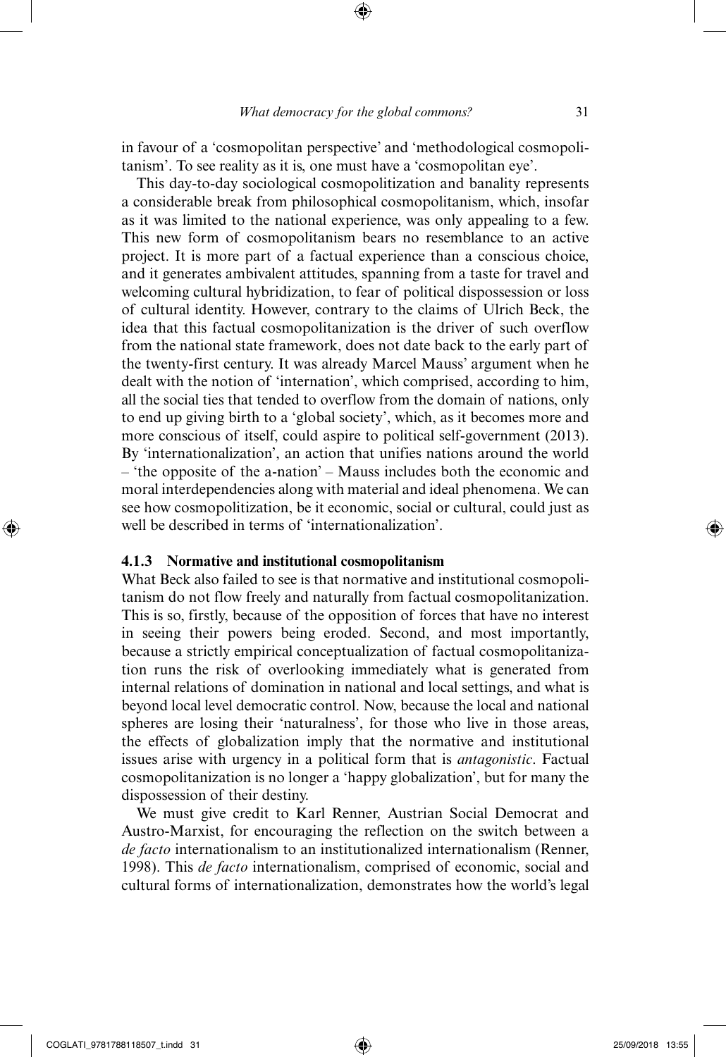in favour of a 'cosmopolitan perspective' and 'methodological cosmopolitanism'. To see reality as it is, one must have a 'cosmopolitan eye'.

This day-to-day sociological cosmopolitization and banality represents a considerable break from philosophical cosmopolitanism, which, insofar as it was limited to the national experience, was only appealing to a few. This new form of cosmopolitanism bears no resemblance to an active project. It is more part of a factual experience than a conscious choice, and it generates ambivalent attitudes, spanning from a taste for travel and welcoming cultural hybridization, to fear of political dispossession or loss of cultural identity. However, contrary to the claims of Ulrich Beck, the idea that this factual cosmopolitanization is the driver of such overflow from the national state framework, does not date back to the early part of the twenty-first century. It was already Marcel Mauss' argument when he dealt with the notion of 'internation', which comprised, according to him, all the social ties that tended to overflow from the domain of nations, only to end up giving birth to a 'global society', which, as it becomes more and more conscious of itself, could aspire to political self-government (2013). By 'internationalization', an action that unifies nations around the world – 'the opposite of the a-nation' – Mauss includes both the economic and moral interdependencies along with material and ideal phenomena. We can see how cosmopolitization, be it economic, social or cultural, could just as well be described in terms of 'internationalization'.

### 4.1.3 Normative and institutional cosmopolitanism

What Beck also failed to see is that normative and institutional cosmopolitanism do not flow freely and naturally from factual cosmopolitanization. This is so, firstly, because of the opposition of forces that have no interest in seeing their powers being eroded. Second, and most importantly, because a strictly empirical conceptualization of factual cosmopolitanization runs the risk of overlooking immediately what is generated from internal relations of domination in national and local settings, and what is beyond local level democratic control. Now, because the local and national spheres are losing their 'naturalness', for those who live in those areas, the effects of globalization imply that the normative and institutional issues arise with urgency in a political form that is *antagonistic*. Factual cosmopolitanization is no longer a 'happy globalization', but for many the dispossession of their destiny.

We must give credit to Karl Renner, Austrian Social Democrat and Austro-Marxist, for encouraging the reflection on the switch between a *de facto* internationalism to an institutionalized internationalism (Renner, 1998). This *de facto* internationalism, comprised of economic, social and cultural forms of internationalization, demonstrates how the world's legal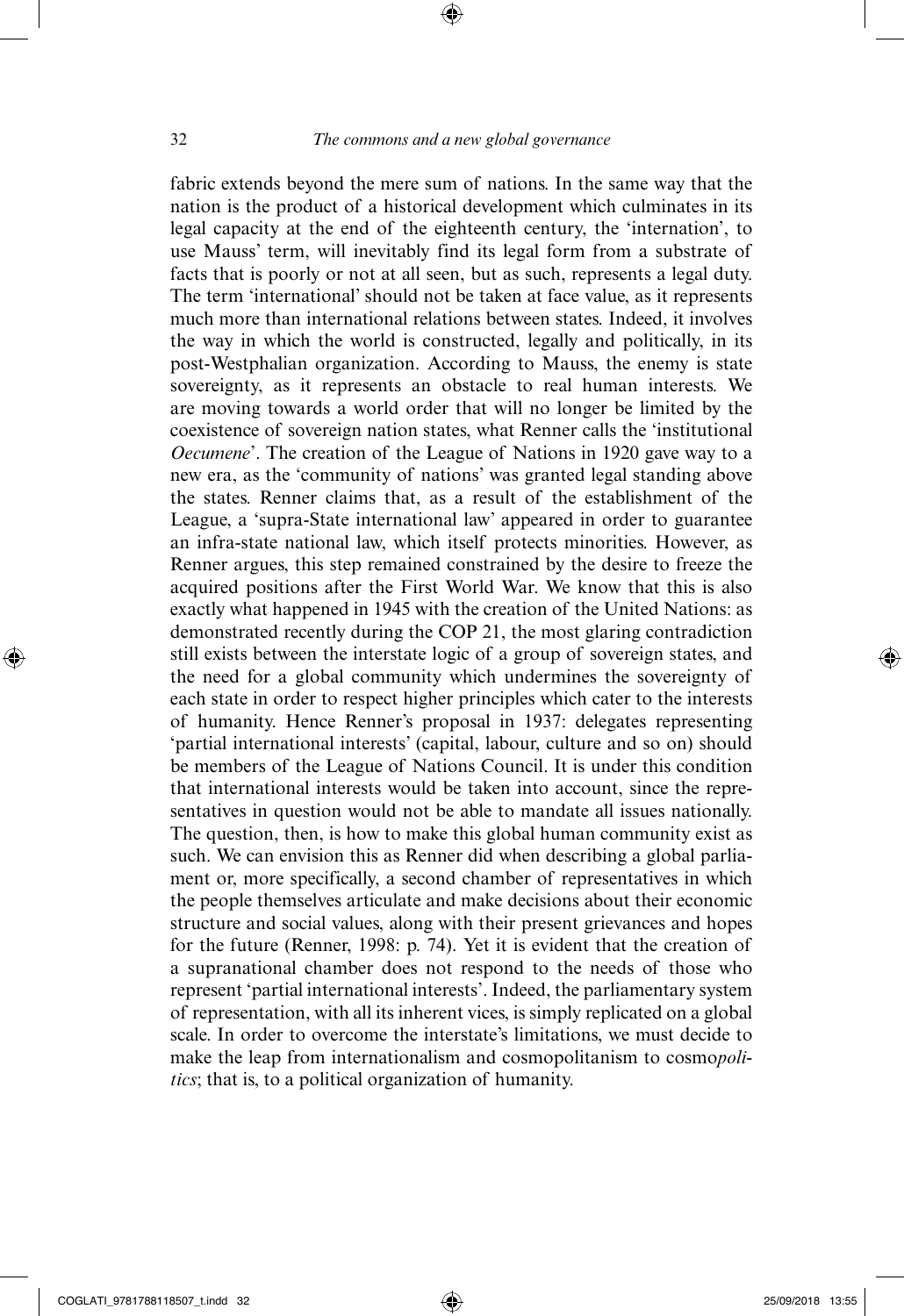fabric extends beyond the mere sum of nations. In the same way that the nation is the product of a historical development which culminates in its legal capacity at the end of the eighteenth century, the 'internation', to use Mauss' term, will inevitably find its legal form from a substrate of facts that is poorly or not at all seen, but as such, represents a legal duty. The term 'international' should not be taken at face value, as it represents much more than international relations between states. Indeed, it involves the way in which the world is constructed, legally and politically, in its post-Westphalian organization. According to Mauss, the enemy is state sovereignty, as it represents an obstacle to real human interests. We are moving towards a world order that will no longer be limited by the coexistence of sovereign nation states, what Renner calls the 'institutional *Oecumene*'. The creation of the League of Nations in 1920 gave way to a new era, as the 'community of nations' was granted legal standing above the states. Renner claims that, as a result of the establishment of the League, a 'supra-State international law' appeared in order to guarantee an infra-state national law, which itself protects minorities. However, as Renner argues, this step remained constrained by the desire to freeze the acquired positions after the First World War. We know that this is also exactly what happened in 1945 with the creation of the United Nations: as demonstrated recently during the COP 21, the most glaring contradiction still exists between the interstate logic of a group of sovereign states, and the need for a global community which undermines the sovereignty of each state in order to respect higher principles which cater to the interests of humanity. Hence Renner's proposal in 1937: delegates representing 'partial international interests' (capital, labour, culture and so on) should be members of the League of Nations Council. It is under this condition that international interests would be taken into account, since the representatives in question would not be able to mandate all issues nationally. The question, then, is how to make this global human community exist as such. We can envision this as Renner did when describing a global parliament or, more specifically, a second chamber of representatives in which the people themselves articulate and make decisions about their economic structure and social values, along with their present grievances and hopes for the future (Renner, 1998: p. 74). Yet it is evident that the creation of a supranational chamber does not respond to the needs of those who represent 'partial international interests'. Indeed, the parliamentary system of representation, with all its inherent vices, is simply replicated on a global scale. In order to overcome the interstate's limitations, we must decide to make the leap from internationalism and cosmopolitanism to cosmo*politics*; that is, to a political organization of humanity.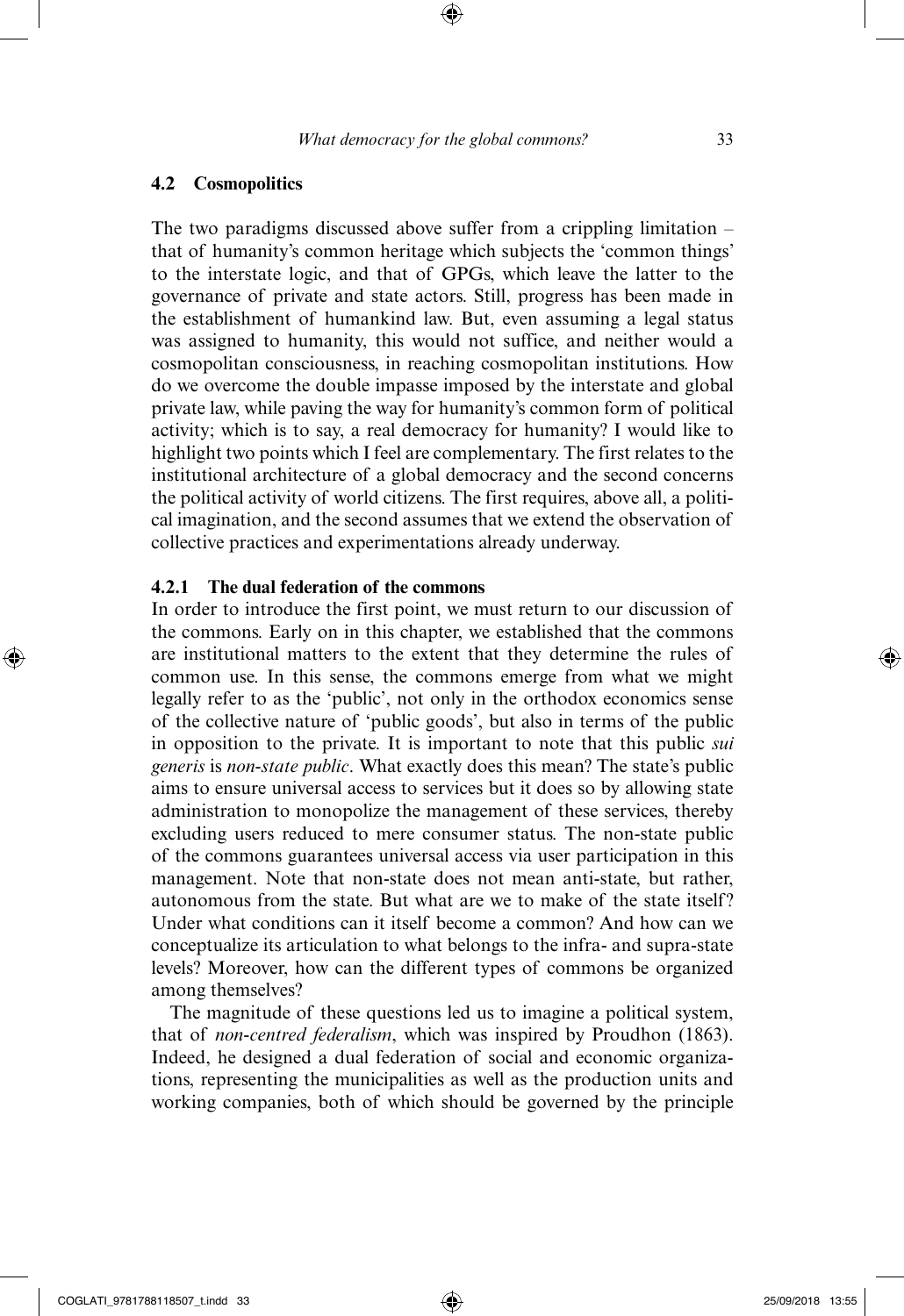## 4.2 Cosmopolitics

The two paradigms discussed above suffer from a crippling limitation – that of humanity's common heritage which subjects the 'common things' to the interstate logic, and that of GPGs, which leave the latter to the governance of private and state actors. Still, progress has been made in the establishment of humankind law. But, even assuming a legal status was assigned to humanity, this would not suffice, and neither would a cosmopolitan consciousness, in reaching cosmopolitan institutions. How do we overcome the double impasse imposed by the interstate and global private law, while paving the way for humanity's common form of political activity; which is to say, a real democracy for humanity? I would like to highlight two points which I feel are complementary. The first relates to the institutional architecture of a global democracy and the second concerns the political activity of world citizens. The first requires, above all, a political imagination, and the second assumes that we extend the observation of collective practices and experimentations already underway.

### 4.2.1 The dual federation of the commons

In order to introduce the first point, we must return to our discussion of the commons. Early on in this chapter, we established that the commons are institutional matters to the extent that they determine the rules of common use. In this sense, the commons emerge from what we might legally refer to as the 'public', not only in the orthodox economics sense of the collective nature of 'public goods', but also in terms of the public in opposition to the private. It is important to note that this public *sui generis* is *non-state public*. What exactly does this mean? The state's public aims to ensure universal access to services but it does so by allowing state administration to monopolize the management of these services, thereby excluding users reduced to mere consumer status. The non-state public of the commons guarantees universal access via user participation in this management. Note that non-state does not mean anti-state, but rather, autonomous from the state. But what are we to make of the state itself? Under what conditions can it itself become a common? And how can we conceptualize its articulation to what belongs to the infra- and supra-state levels? Moreover, how can the different types of commons be organized among themselves?

The magnitude of these questions led us to imagine a political system, that of *non-centred federalism*, which was inspired by Proudhon (1863). Indeed, he designed a dual federation of social and economic organizations, representing the municipalities as well as the production units and working companies, both of which should be governed by the principle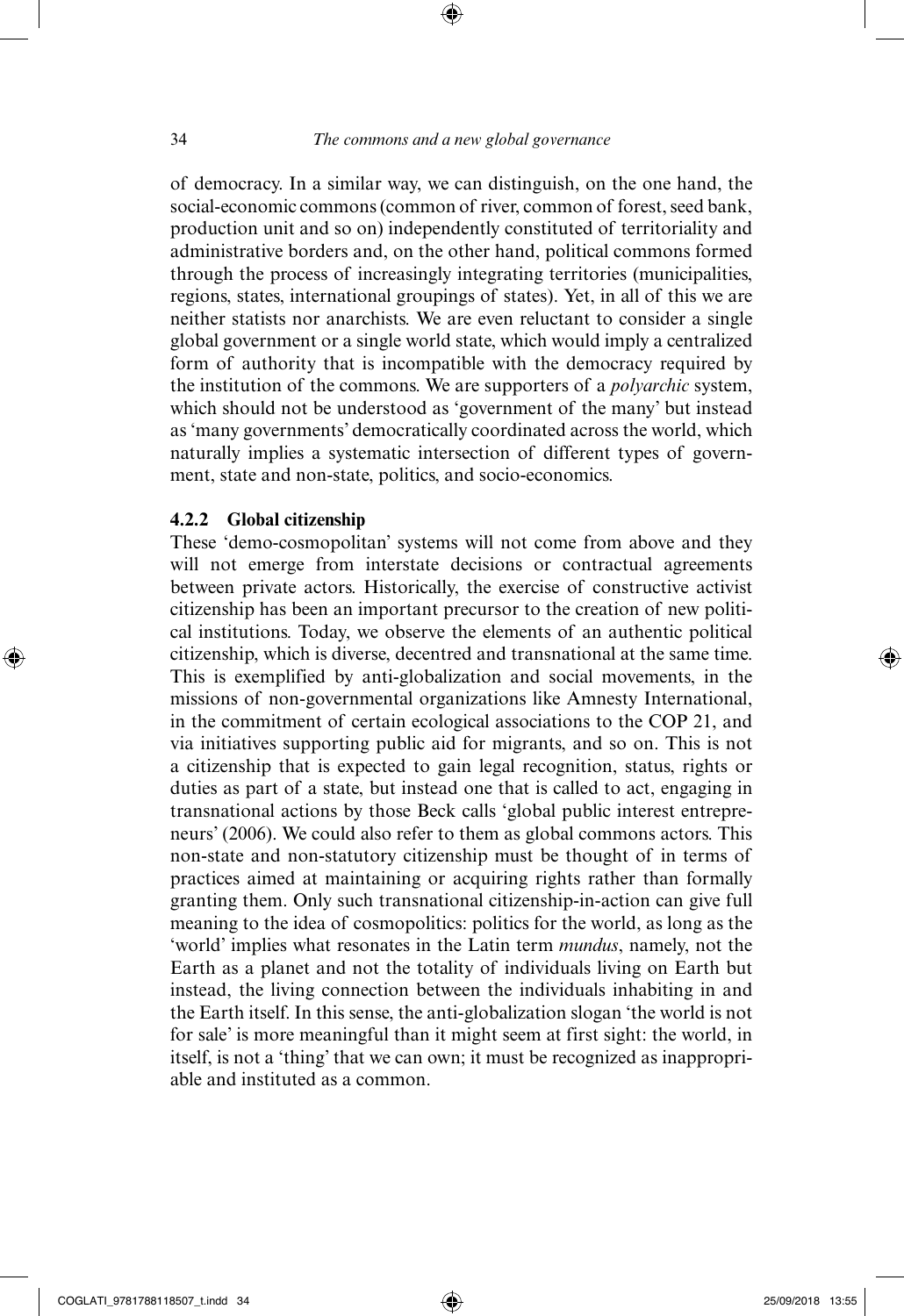of democracy. In a similar way, we can distinguish, on the one hand, the social-economic commons (common of river, common of forest, seed bank, production unit and so on) independently constituted of territoriality and administrative borders and, on the other hand, political commons formed through the process of increasingly integrating territories (municipalities, regions, states, international groupings of states). Yet, in all of this we are neither statists nor anarchists. We are even reluctant to consider a single global government or a single world state, which would imply a centralized form of authority that is incompatible with the democracy required by the institution of the commons. We are supporters of a *polyarchic* system, which should not be understood as 'government of the many' but instead as 'many governments' democratically coordinated across the world, which naturally implies a systematic intersection of different types of government, state and non-state, politics, and socio-economics.

### 4.2.2 Global citizenship

These 'demo-cosmopolitan' systems will not come from above and they will not emerge from interstate decisions or contractual agreements between private actors. Historically, the exercise of constructive activist citizenship has been an important precursor to the creation of new political institutions. Today, we observe the elements of an authentic political citizenship, which is diverse, decentred and transnational at the same time. This is exemplified by anti-globalization and social movements, in the missions of non-governmental organizations like Amnesty International, in the commitment of certain ecological associations to the COP 21, and via initiatives supporting public aid for migrants, and so on. This is not a citizenship that is expected to gain legal recognition, status, rights or duties as part of a state, but instead one that is called to act, engaging in transnational actions by those Beck calls 'global public interest entrepreneurs' (2006). We could also refer to them as global commons actors. This non-state and non-statutory citizenship must be thought of in terms of practices aimed at maintaining or acquiring rights rather than formally granting them. Only such transnational citizenship-in-action can give full meaning to the idea of cosmopolitics: politics for the world, as long as the 'world' implies what resonates in the Latin term *mundus*, namely, not the Earth as a planet and not the totality of individuals living on Earth but instead, the living connection between the individuals inhabiting in and the Earth itself. In this sense, the anti-globalization slogan 'the world is not for sale' is more meaningful than it might seem at first sight: the world, in itself, is not a 'thing' that we can own; it must be recognized as inappropriable and instituted as a common.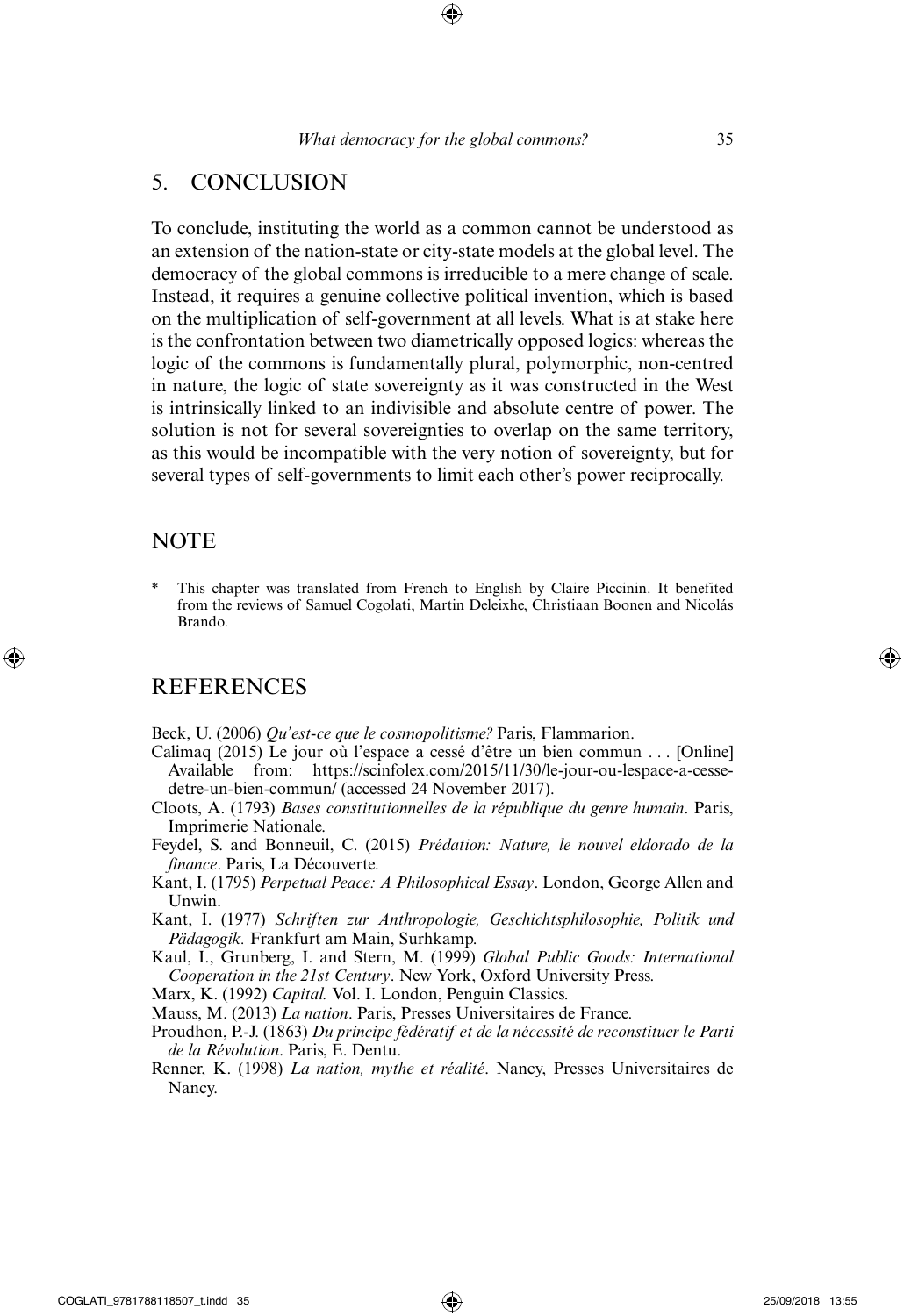## 5. CONCLUSION

To conclude, instituting the world as a common cannot be understood as an extension of the nation-state or city-state models at the global level. The democracy of the global commons is irreducible to a mere change of scale. Instead, it requires a genuine collective political invention, which is based on the multiplication of self-government at all levels. What is at stake here is the confrontation between two diametrically opposed logics: whereas the logic of the commons is fundamentally plural, polymorphic, non-centred in nature, the logic of state sovereignty as it was constructed in the West is intrinsically linked to an indivisible and absolute centre of power. The solution is not for several sovereignties to overlap on the same territory, as this would be incompatible with the very notion of sovereignty, but for several types of self-governments to limit each other's power reciprocally.

## NOTE

\* This chapter was translated from French to English by Claire Piccinin. It benefited from the reviews of Samuel Cogolati, Martin Deleixhe, Christiaan Boonen and Nicolás Brando.

## REFERENCES

Beck, U. (2006) *Qu'est-ce que le cosmopolitisme?* Paris, Flammarion.

Calimaq (2015) Le jour où l'espace a cessé d'être un bien commun . . . [Online] Available from: https://scinfolex.com/2015/11/30/le-jour-ou-lespace-a-cesse-detre-un-bien-commun/ (accessed 24 November 2017).

Cloots, A. (1793) *Bases constitutionnelles de la république du genre humain*. Paris, Imprimerie Nationale.

Feydel, S. and Bonneuil, C. (2015) *Prédation: Nature, le nouvel eldorado de la finance*. Paris, La Découverte.

Kant, I. (1795) *Perpetual Peace: A Philosophical Essay*. London, George Allen and Unwin.

Kant, I. (1977) *Schriften zur Anthropologie, Geschichtsphilosophie, Politik und Pädagogik.* Frankfurt am Main, Surhkamp.

Kaul, I., Grunberg, I. and Stern, M. (1999) *Global Public Goods: International Cooperation in the 21st Century*. New York, Oxford University Press.

Marx, K. (1992) *Capital.* Vol. I. London, Penguin Classics.

Mauss, M. (2013) *La nation*. Paris, Presses Universitaires de France.

Proudhon, P.-J. (1863) *Du principe fédératif et de la nécessité de reconstituer le Parti de la Révolution*. Paris, E. Dentu.

Renner, K. (1998) *La nation, mythe et réalité*. Nancy, Presses Universitaires de Nancy.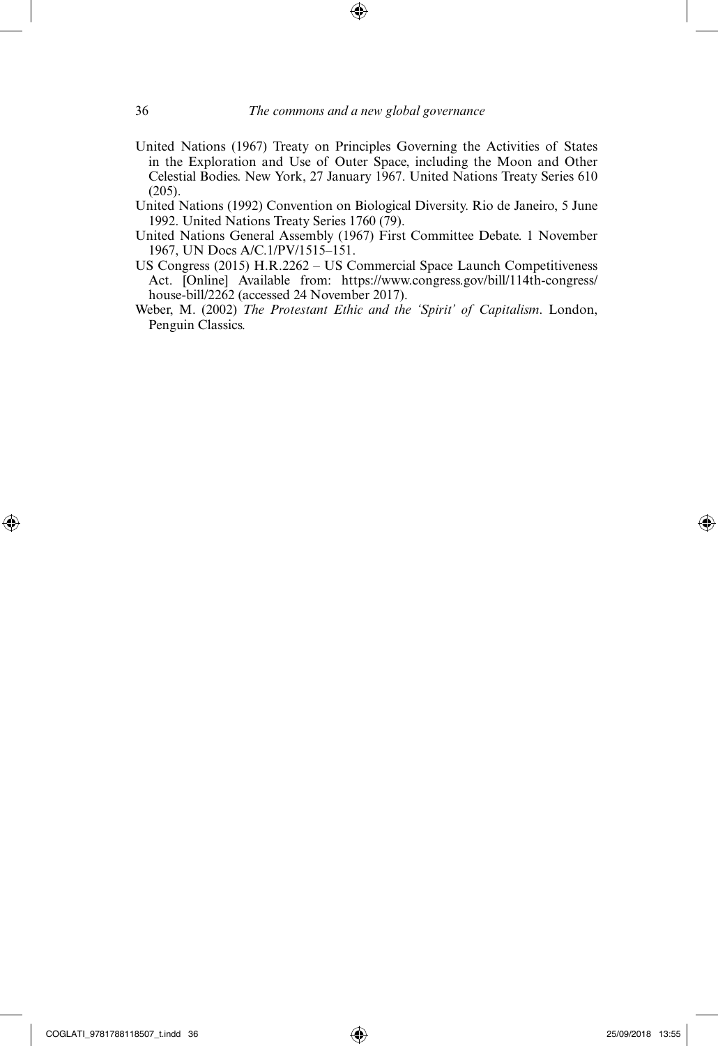United Nations (1967) Treaty on Principles Governing the Activities of States in the Exploration and Use of Outer Space, including the Moon and Other Celestial Bodies. New York, 27 January 1967. United Nations Treaty Series 610 (205).

United Nations (1992) Convention on Biological Diversity. Rio de Janeiro, 5 June 1992. United Nations Treaty Series 1760 (79).

United Nations General Assembly (1967) First Committee Debate. 1 November 1967, UN Docs A/C.1/PV/1515–151.

US Congress (2015) H.R.2262 – US Commercial Space Launch Competitiveness Act. [Online] Available from: https://www.congress.gov/bill/114th-congress/house-bill/2262 (accessed 24 November 2017).

Weber, M. (2002) *The Protestant Ethic and the 'Spirit' of Capitalism*. London, Penguin Classics.